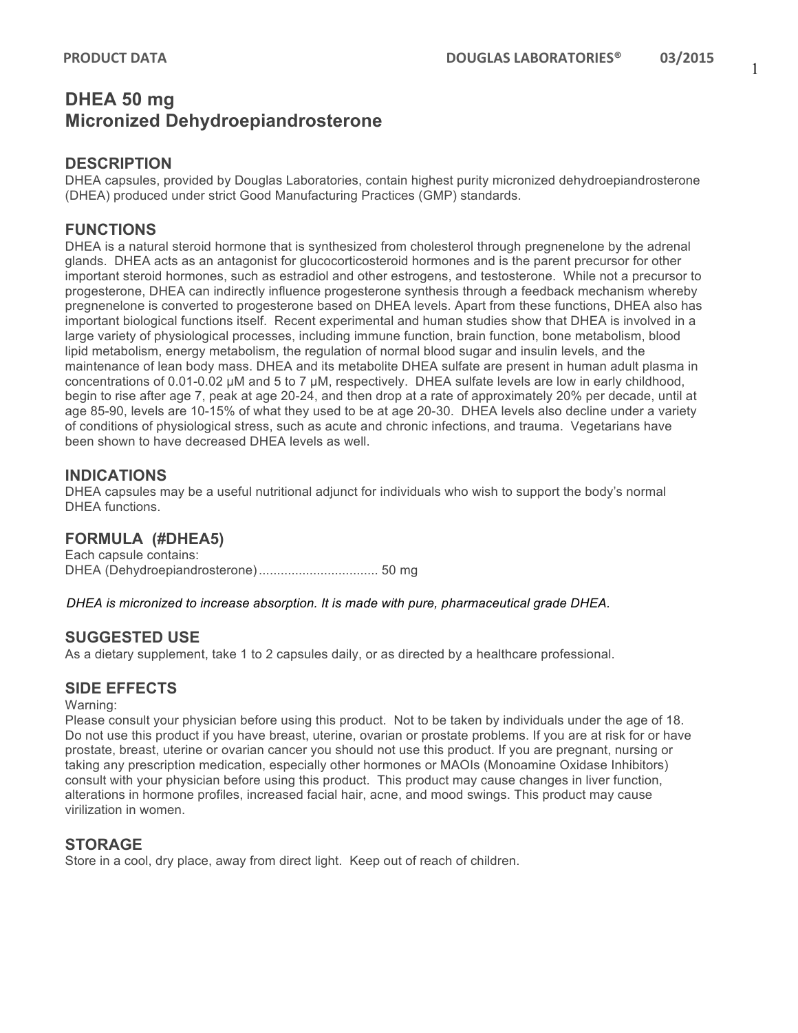# DHEA 50 mg
# Micronized Dehydroepiandrosterone

## DESCRIPTION

DHEA capsules, provided by Douglas Laboratories, contain highest purity micronized dehydroepiandrosterone (DHEA) produced under strict Good Manufacturing Practices (GMP) standards.

## FUNCTIONS

DHEA is a natural steroid hormone that is synthesized from cholesterol through pregnenelone by the adrenal glands. DHEA acts as an antagonist for glucocorticosteroid hormones and is the parent precursor for other important steroid hormones, such as estradiol and other estrogens, and testosterone. While not a precursor to progesterone, DHEA can indirectly influence progesterone synthesis through a feedback mechanism whereby pregnenelone is converted to progesterone based on DHEA levels. Apart from these functions, DHEA also has important biological functions itself. Recent experimental and human studies show that DHEA is involved in a large variety of physiological processes, including immune function, brain function, bone metabolism, blood lipid metabolism, energy metabolism, the regulation of normal blood sugar and insulin levels, and the maintenance of lean body mass. DHEA and its metabolite DHEA sulfate are present in human adult plasma in concentrations of 0.01-0.02 μM and 5 to 7 μM, respectively. DHEA sulfate levels are low in early childhood, begin to rise after age 7, peak at age 20-24, and then drop at a rate of approximately 20% per decade, until at age 85-90, levels are 10-15% of what they used to be at age 20-30. DHEA levels also decline under a variety of conditions of physiological stress, such as acute and chronic infections, and trauma. Vegetarians have been shown to have decreased DHEA levels as well.

## INDICATIONS

DHEA capsules may be a useful nutritional adjunct for individuals who wish to support the body's normal DHEA functions.

## FORMULA (#DHEA5)

Each capsule contains:
DHEA (Dehydroepiandrosterone)................................ 50 mg

*DHEA is micronized to increase absorption. It is made with pure, pharmaceutical grade DHEA.*

## SUGGESTED USE

As a dietary supplement, take 1 to 2 capsules daily, or as directed by a healthcare professional.

## SIDE EFFECTS

Warning:
Please consult your physician before using this product. Not to be taken by individuals under the age of 18. Do not use this product if you have breast, uterine, ovarian or prostate problems. If you are at risk for or have prostate, breast, uterine or ovarian cancer you should not use this product. If you are pregnant, nursing or taking any prescription medication, especially other hormones or MAOIs (Monoamine Oxidase Inhibitors) consult with your physician before using this product. This product may cause changes in liver function, alterations in hormone profiles, increased facial hair, acne, and mood swings. This product may cause virilization in women.

## STORAGE

Store in a cool, dry place, away from direct light. Keep out of reach of children.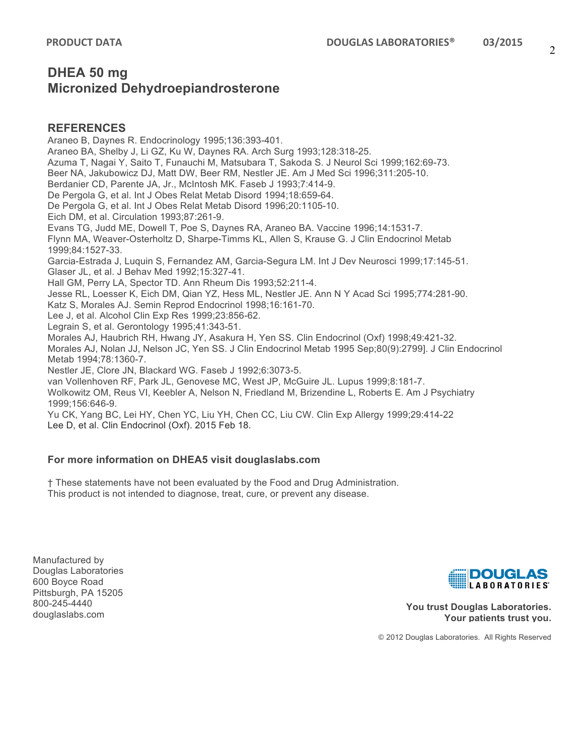## DHEA 50 mg
## Micronized Dehydroepiandrosterone

### REFERENCES

Araneo B, Daynes R. Endocrinology 1995;136:393-401.
Araneo BA, Shelby J, Li GZ, Ku W, Daynes RA. Arch Surg 1993;128:318-25.
Azuma T, Nagai Y, Saito T, Funauchi M, Matsubara T, Sakoda S. J Neurol Sci 1999;162:69-73.
Beer NA, Jakubowicz DJ, Matt DW, Beer RM, Nestler JE. Am J Med Sci 1996;311:205-10.
Berdanier CD, Parente JA, Jr., McIntosh MK. Faseb J 1993;7:414-9.
De Pergola G, et al. Int J Obes Relat Metab Disord 1994;18:659-64.
De Pergola G, et al. Int J Obes Relat Metab Disord 1996;20:1105-10.
Eich DM, et al. Circulation 1993;87:261-9.
Evans TG, Judd ME, Dowell T, Poe S, Daynes RA, Araneo BA. Vaccine 1996;14:1531-7.
Flynn MA, Weaver-Osterholtz D, Sharpe-Timms KL, Allen S, Krause G. J Clin Endocrinol Metab 1999;84:1527-33.
Garcia-Estrada J, Luquin S, Fernandez AM, Garcia-Segura LM. Int J Dev Neurosci 1999;17:145-51.
Glaser JL, et al. J Behav Med 1992;15:327-41.
Hall GM, Perry LA, Spector TD. Ann Rheum Dis 1993;52:211-4.
Jesse RL, Loesser K, Eich DM, Qian YZ, Hess ML, Nestler JE. Ann N Y Acad Sci 1995;774:281-90.
Katz S, Morales AJ. Semin Reprod Endocrinol 1998;16:161-70.
Lee J, et al. Alcohol Clin Exp Res 1999;23:856-62.
Legrain S, et al. Gerontology 1995;41:343-51.
Morales AJ, Haubrich RH, Hwang JY, Asakura H, Yen SS. Clin Endocrinol (Oxf) 1998;49:421-32.
Morales AJ, Nolan JJ, Nelson JC, Yen SS. J Clin Endocrinol Metab 1995 Sep;80(9):2799]. J Clin Endocrinol Metab 1994;78:1360-7.
Nestler JE, Clore JN, Blackard WG. Faseb J 1992;6:3073-5.
van Vollenhoven RF, Park JL, Genovese MC, West JP, McGuire JL. Lupus 1999;8:181-7.
Wolkowitz OM, Reus VI, Keebler A, Nelson N, Friedland M, Brizendine L, Roberts E. Am J Psychiatry 1999;156:646-9.
Yu CK, Yang BC, Lei HY, Chen YC, Liu YH, Chen CC, Liu CW. Clin Exp Allergy 1999;29:414-22
Lee D, et al. Clin Endocrinol (Oxf). 2015 Feb 18.

**For more information on DHEA5 visit douglaslabs.com**

† These statements have not been evaluated by the Food and Drug Administration.
This product is not intended to diagnose, treat, cure, or prevent any disease.

Manufactured by
Douglas Laboratories
600 Boyce Road
Pittsburgh, PA 15205
800-245-4440
douglaslabs.com

DOUGLAS LABORATORIES®

**You trust Douglas Laboratories.**
**Your patients trust you.**

© 2012 Douglas Laboratories. All Rights Reserved